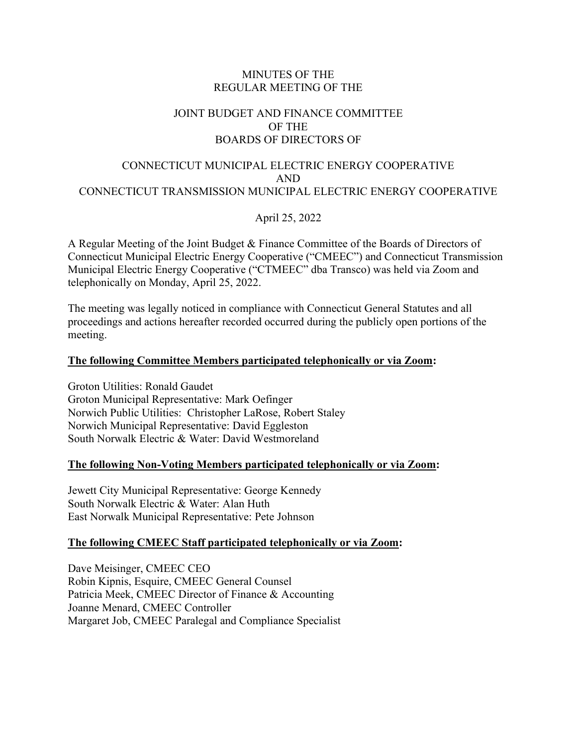# MINUTES OF THE REGULAR MEETING OF THE

# JOINT BUDGET AND FINANCE COMMITTEE OF THE BOARDS OF DIRECTORS OF

# CONNECTICUT MUNICIPAL ELECTRIC ENERGY COOPERATIVE AND CONNECTICUT TRANSMISSION MUNICIPAL ELECTRIC ENERGY COOPERATIVE

April 25, 2022

A Regular Meeting of the Joint Budget & Finance Committee of the Boards of Directors of Connecticut Municipal Electric Energy Cooperative ("CMEEC") and Connecticut Transmission Municipal Electric Energy Cooperative ("CTMEEC" dba Transco) was held via Zoom and telephonically on Monday, April 25, 2022.

The meeting was legally noticed in compliance with Connecticut General Statutes and all proceedings and actions hereafter recorded occurred during the publicly open portions of the meeting.

**The following Committee Members participated telephonically or via Zoom:**

Groton Utilities: Ronald Gaudet
Groton Municipal Representative: Mark Oefinger
Norwich Public Utilities: Christopher LaRose, Robert Staley
Norwich Municipal Representative: David Eggleston
South Norwalk Electric & Water: David Westmoreland

**The following Non-Voting Members participated telephonically or via Zoom:**

Jewett City Municipal Representative: George Kennedy
South Norwalk Electric & Water: Alan Huth
East Norwalk Municipal Representative: Pete Johnson

**The following CMEEC Staff participated telephonically or via Zoom:**

Dave Meisinger, CMEEC CEO
Robin Kipnis, Esquire, CMEEC General Counsel
Patricia Meek, CMEEC Director of Finance & Accounting
Joanne Menard, CMEEC Controller
Margaret Job, CMEEC Paralegal and Compliance Specialist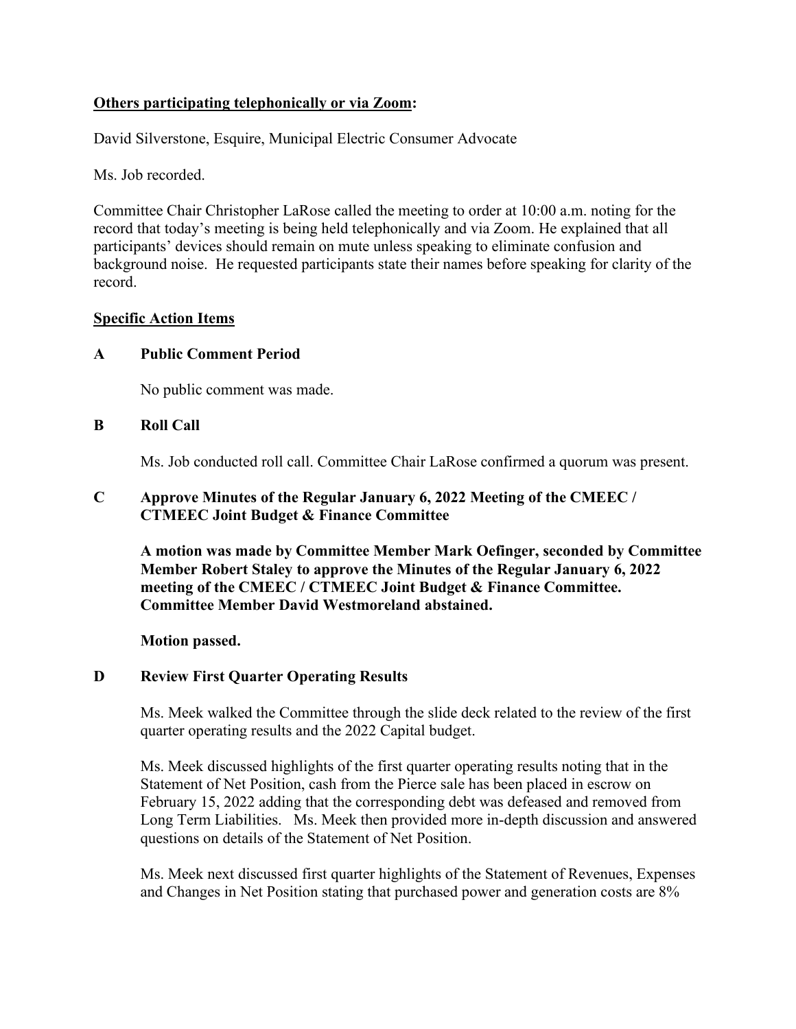**Others participating telephonically or via Zoom:**

David Silverstone, Esquire, Municipal Electric Consumer Advocate

Ms. Job recorded.

Committee Chair Christopher LaRose called the meeting to order at 10:00 a.m. noting for the record that today's meeting is being held telephonically and via Zoom. He explained that all participants' devices should remain on mute unless speaking to eliminate confusion and background noise. He requested participants state their names before speaking for clarity of the record.

**Specific Action Items**

**A Public Comment Period**

No public comment was made.

**B Roll Call**

Ms. Job conducted roll call. Committee Chair LaRose confirmed a quorum was present.

**C Approve Minutes of the Regular January 6, 2022 Meeting of the CMEEC / CTMEEC Joint Budget & Finance Committee**

**A motion was made by Committee Member Mark Oefinger, seconded by Committee Member Robert Staley to approve the Minutes of the Regular January 6, 2022 meeting of the CMEEC / CTMEEC Joint Budget & Finance Committee. Committee Member David Westmoreland abstained.**

**Motion passed.**

**D Review First Quarter Operating Results**

Ms. Meek walked the Committee through the slide deck related to the review of the first quarter operating results and the 2022 Capital budget.

Ms. Meek discussed highlights of the first quarter operating results noting that in the Statement of Net Position, cash from the Pierce sale has been placed in escrow on February 15, 2022 adding that the corresponding debt was defeased and removed from Long Term Liabilities. Ms. Meek then provided more in-depth discussion and answered questions on details of the Statement of Net Position.

Ms. Meek next discussed first quarter highlights of the Statement of Revenues, Expenses and Changes in Net Position stating that purchased power and generation costs are 8%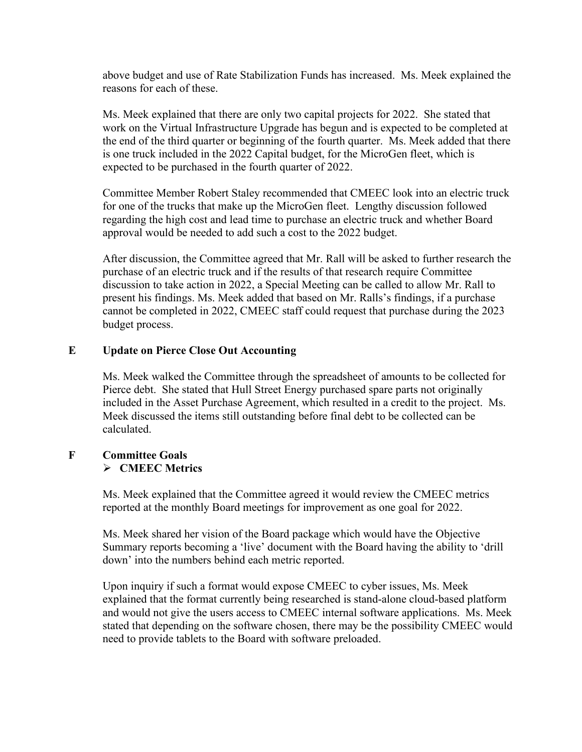above budget and use of Rate Stabilization Funds has increased. Ms. Meek explained the reasons for each of these.

Ms. Meek explained that there are only two capital projects for 2022. She stated that work on the Virtual Infrastructure Upgrade has begun and is expected to be completed at the end of the third quarter or beginning of the fourth quarter. Ms. Meek added that there is one truck included in the 2022 Capital budget, for the MicroGen fleet, which is expected to be purchased in the fourth quarter of 2022.

Committee Member Robert Staley recommended that CMEEC look into an electric truck for one of the trucks that make up the MicroGen fleet. Lengthy discussion followed regarding the high cost and lead time to purchase an electric truck and whether Board approval would be needed to add such a cost to the 2022 budget.

After discussion, the Committee agreed that Mr. Rall will be asked to further research the purchase of an electric truck and if the results of that research require Committee discussion to take action in 2022, a Special Meeting can be called to allow Mr. Rall to present his findings. Ms. Meek added that based on Mr. Ralls's findings, if a purchase cannot be completed in 2022, CMEEC staff could request that purchase during the 2023 budget process.

**E Update on Pierce Close Out Accounting**

Ms. Meek walked the Committee through the spreadsheet of amounts to be collected for Pierce debt. She stated that Hull Street Energy purchased spare parts not originally included in the Asset Purchase Agreement, which resulted in a credit to the project. Ms. Meek discussed the items still outstanding before final debt to be collected can be calculated.

**F Committee Goals**

- **CMEEC Metrics**

Ms. Meek explained that the Committee agreed it would review the CMEEC metrics reported at the monthly Board meetings for improvement as one goal for 2022.

Ms. Meek shared her vision of the Board package which would have the Objective Summary reports becoming a 'live' document with the Board having the ability to 'drill down' into the numbers behind each metric reported.

Upon inquiry if such a format would expose CMEEC to cyber issues, Ms. Meek explained that the format currently being researched is stand-alone cloud-based platform and would not give the users access to CMEEC internal software applications. Ms. Meek stated that depending on the software chosen, there may be the possibility CMEEC would need to provide tablets to the Board with software preloaded.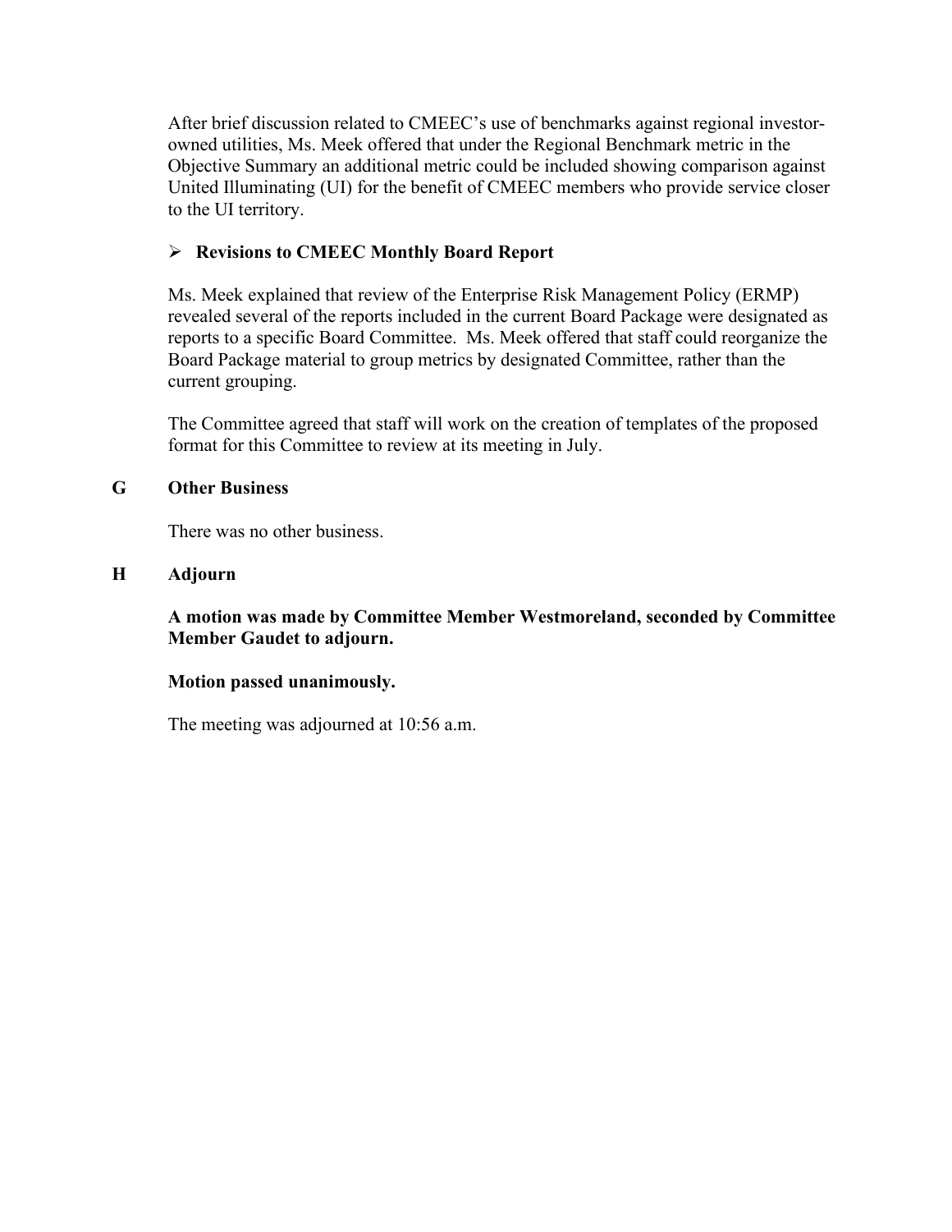After brief discussion related to CMEEC's use of benchmarks against regional investor-owned utilities, Ms. Meek offered that under the Regional Benchmark metric in the Objective Summary an additional metric could be included showing comparison against United Illuminating (UI) for the benefit of CMEEC members who provide service closer to the UI territory.

- **Revisions to CMEEC Monthly Board Report**

Ms. Meek explained that review of the Enterprise Risk Management Policy (ERMP) revealed several of the reports included in the current Board Package were designated as reports to a specific Board Committee. Ms. Meek offered that staff could reorganize the Board Package material to group metrics by designated Committee, rather than the current grouping.

The Committee agreed that staff will work on the creation of templates of the proposed format for this Committee to review at its meeting in July.

## G Other Business

There was no other business.

## H Adjourn

**A motion was made by Committee Member Westmoreland, seconded by Committee Member Gaudet to adjourn.**

**Motion passed unanimously.**

The meeting was adjourned at 10:56 a.m.